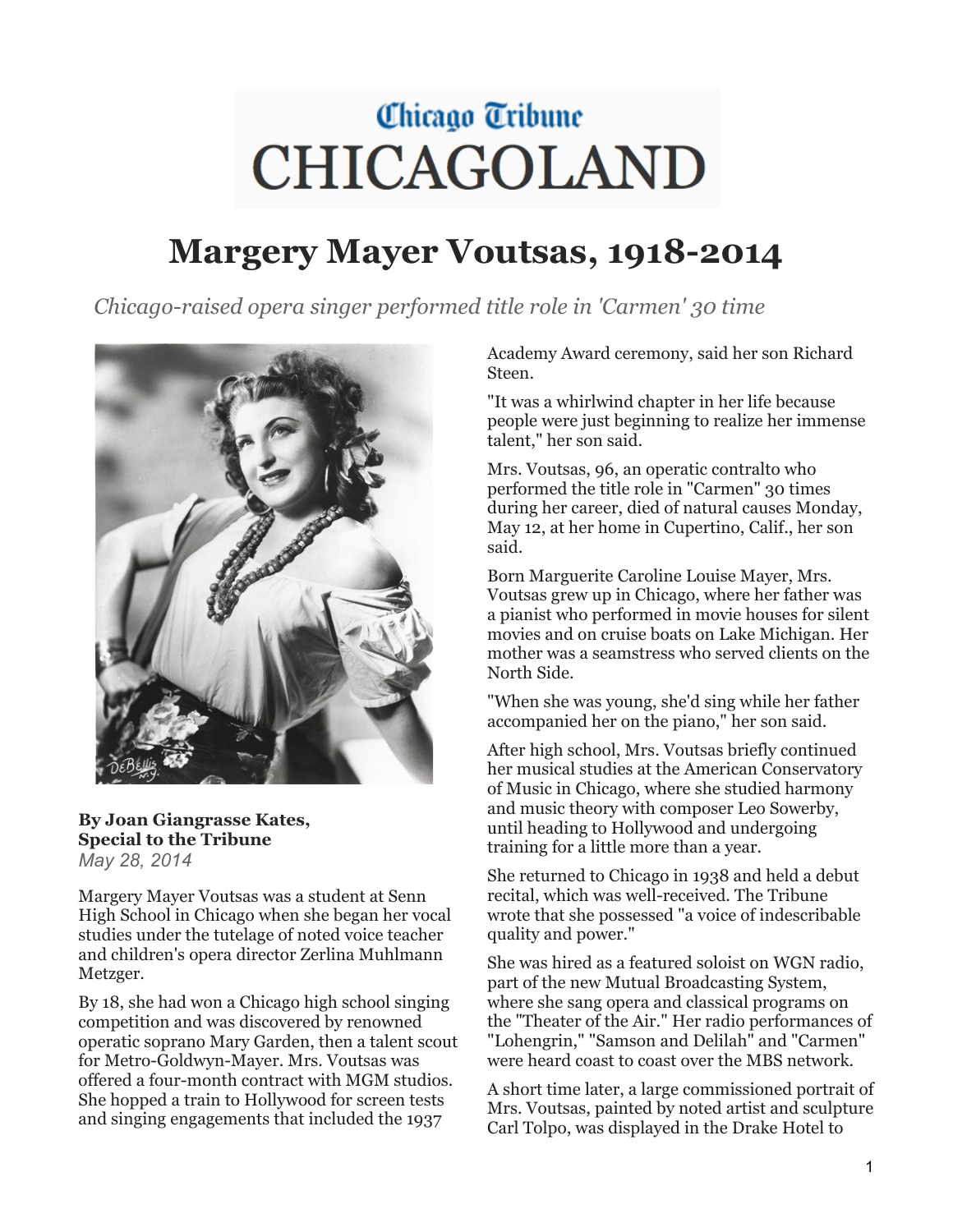# Chicago Tribune CHICAGOLAND

# Margery Mayer Voutsas, 1918-2014

*Chicago-raised opera singer performed title role in 'Carmen' 30 time*

**By Joan Giangrasse Kates, Special to the Tribune**
*May 28, 2014*

Margery Mayer Voutsas was a student at Senn High School in Chicago when she began her vocal studies under the tutelage of noted voice teacher and children's opera director Zerlina Muhlmann Metzger.

By 18, she had won a Chicago high school singing competition and was discovered by renowned operatic soprano Mary Garden, then a talent scout for Metro-Goldwyn-Mayer. Mrs. Voutsas was offered a four-month contract with MGM studios. She hopped a train to Hollywood for screen tests and singing engagements that included the 1937 Academy Award ceremony, said her son Richard Steen.

"It was a whirlwind chapter in her life because people were just beginning to realize her immense talent," her son said.

Mrs. Voutsas, 96, an operatic contralto who performed the title role in "Carmen" 30 times during her career, died of natural causes Monday, May 12, at her home in Cupertino, Calif., her son said.

Born Marguerite Caroline Louise Mayer, Mrs. Voutsas grew up in Chicago, where her father was a pianist who performed in movie houses for silent movies and on cruise boats on Lake Michigan. Her mother was a seamstress who served clients on the North Side.

"When she was young, she'd sing while her father accompanied her on the piano," her son said.

After high school, Mrs. Voutsas briefly continued her musical studies at the American Conservatory of Music in Chicago, where she studied harmony and music theory with composer Leo Sowerby, until heading to Hollywood and undergoing training for a little more than a year.

She returned to Chicago in 1938 and held a debut recital, which was well-received. The Tribune wrote that she possessed "a voice of indescribable quality and power."

She was hired as a featured soloist on WGN radio, part of the new Mutual Broadcasting System, where she sang opera and classical programs on the "Theater of the Air." Her radio performances of "Lohengrin," "Samson and Delilah" and "Carmen" were heard coast to coast over the MBS network.

A short time later, a large commissioned portrait of Mrs. Voutsas, painted by noted artist and sculpture Carl Tolpo, was displayed in the Drake Hotel to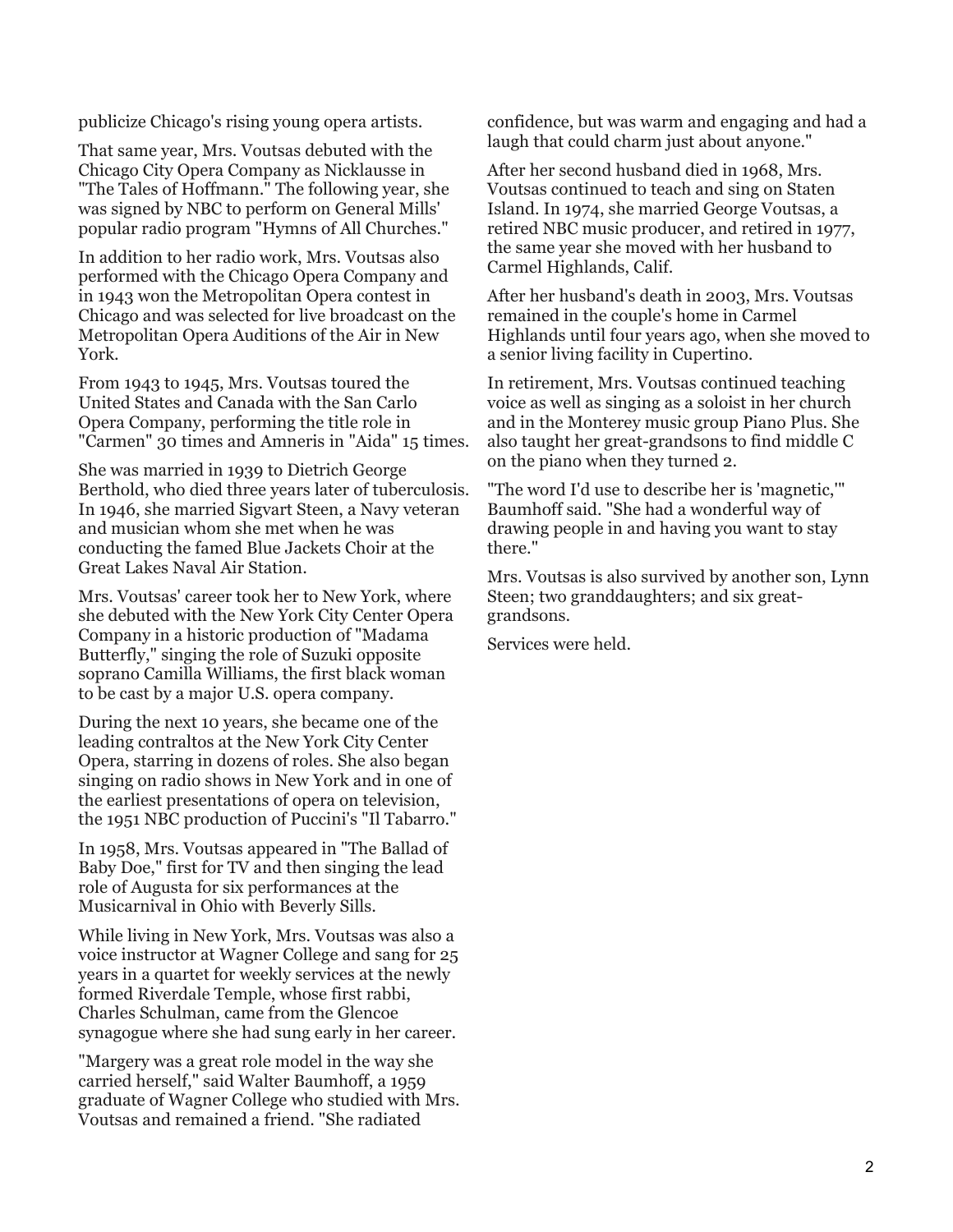publicize Chicago's rising young opera artists.

That same year, Mrs. Voutsas debuted with the Chicago City Opera Company as Nicklausse in "The Tales of Hoffmann." The following year, she was signed by NBC to perform on General Mills' popular radio program "Hymns of All Churches."

In addition to her radio work, Mrs. Voutsas also performed with the Chicago Opera Company and in 1943 won the Metropolitan Opera contest in Chicago and was selected for live broadcast on the Metropolitan Opera Auditions of the Air in New York.

From 1943 to 1945, Mrs. Voutsas toured the United States and Canada with the San Carlo Opera Company, performing the title role in "Carmen" 30 times and Amneris in "Aida" 15 times.

She was married in 1939 to Dietrich George Berthold, who died three years later of tuberculosis. In 1946, she married Sigvart Steen, a Navy veteran and musician whom she met when he was conducting the famed Blue Jackets Choir at the Great Lakes Naval Air Station.

Mrs. Voutsas' career took her to New York, where she debuted with the New York City Center Opera Company in a historic production of "Madama Butterfly," singing the role of Suzuki opposite soprano Camilla Williams, the first black woman to be cast by a major U.S. opera company.

During the next 10 years, she became one of the leading contraltos at the New York City Center Opera, starring in dozens of roles. She also began singing on radio shows in New York and in one of the earliest presentations of opera on television, the 1951 NBC production of Puccini's "Il Tabarro."

In 1958, Mrs. Voutsas appeared in "The Ballad of Baby Doe," first for TV and then singing the lead role of Augusta for six performances at the Musicarnival in Ohio with Beverly Sills.

While living in New York, Mrs. Voutsas was also a voice instructor at Wagner College and sang for 25 years in a quartet for weekly services at the newly formed Riverdale Temple, whose first rabbi, Charles Schulman, came from the Glencoe synagogue where she had sung early in her career.

"Margery was a great role model in the way she carried herself," said Walter Baumhoff, a 1959 graduate of Wagner College who studied with Mrs. Voutsas and remained a friend. "She radiated confidence, but was warm and engaging and had a laugh that could charm just about anyone."

After her second husband died in 1968, Mrs. Voutsas continued to teach and sing on Staten Island. In 1974, she married George Voutsas, a retired NBC music producer, and retired in 1977, the same year she moved with her husband to Carmel Highlands, Calif.

After her husband's death in 2003, Mrs. Voutsas remained in the couple's home in Carmel Highlands until four years ago, when she moved to a senior living facility in Cupertino.

In retirement, Mrs. Voutsas continued teaching voice as well as singing as a soloist in her church and in the Monterey music group Piano Plus. She also taught her great-grandsons to find middle C on the piano when they turned 2.

"The word I'd use to describe her is 'magnetic,'" Baumhoff said. "She had a wonderful way of drawing people in and having you want to stay there."

Mrs. Voutsas is also survived by another son, Lynn Steen; two granddaughters; and six great-grandsons.

Services were held.